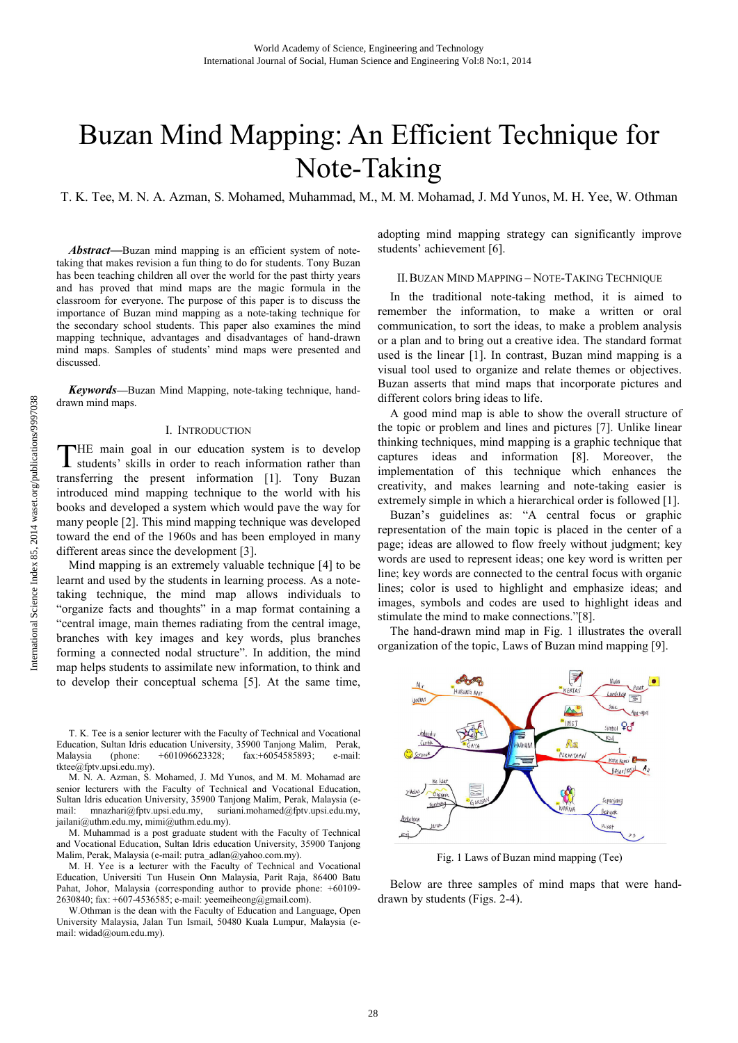# Buzan Mind Mapping: An Efficient Technique for Note-Taking

T. K. Tee, M. N. A. Azman, S. Mohamed, Muhammad, M., M. M. Mohamad, J. Md Yunos, M. H. Yee, W. Othman

***Abstract*—**Buzan mind mapping is an efficient system of note-taking that makes revision a fun thing to do for students. Tony Buzan has been teaching children all over the world for the past thirty years and has proved that mind maps are the magic formula in the classroom for everyone. The purpose of this paper is to discuss the importance of Buzan mind mapping as a note-taking technique for the secondary school students. This paper also examines the mind mapping technique, advantages and disadvantages of hand-drawn mind maps. Samples of students' mind maps were presented and discussed.

***Keywords*—**Buzan Mind Mapping, note-taking technique, hand-drawn mind maps.

## I. Introduction

THE main goal in our education system is to develop students' skills in order to reach information rather than transferring the present information [1]. Tony Buzan introduced mind mapping technique to the world with his books and developed a system which would pave the way for many people [2]. This mind mapping technique was developed toward the end of the 1960s and has been employed in many different areas since the development [3].

Mind mapping is an extremely valuable technique [4] to be learnt and used by the students in learning process. As a note-taking technique, the mind map allows individuals to "organize facts and thoughts" in a map format containing a "central image, main themes radiating from the central image, branches with key images and key words, plus branches forming a connected nodal structure". In addition, the mind map helps students to assimilate new information, to think and to develop their conceptual schema [5]. At the same time, adopting mind mapping strategy can significantly improve students' achievement [6].

T. K. Tee is a senior lecturer with the Faculty of Technical and Vocational Education, Sultan Idris education University, 35900 Tanjong Malim, Perak, Malaysia (phone: +601096623328; fax:+6054585893; e-mail: tktee@fptv.upsi.edu.my).

M. N. A. Azman, S. Mohamed, J. Md Yunos, and M. M. Mohamad are senior lecturers with the Faculty of Technical and Vocational Education, Sultan Idris education University, 35900 Tanjong Malim, Perak, Malaysia (e-mail: mnazhari@fptv.upsi.edu.my, suriani.mohamed@fptv.upsi.edu.my, jailani@uthm.edu.my, mimi@uthm.edu.my).

M. Muhammad is a post graduate student with the Faculty of Technical and Vocational Education, Sultan Idris education University, 35900 Tanjong Malim, Perak, Malaysia (e-mail: putra_adlan@yahoo.com.my).

M. H. Yee is a lecturer with the Faculty of Technical and Vocational Education, Universiti Tun Husein Onn Malaysia, Parit Raja, 86400 Batu Pahat, Johor, Malaysia (corresponding author to provide phone: +60109-2630840; fax: +607-4536585; e-mail: yeemeiheong@gmail.com).

W.Othman is the dean with the Faculty of Education and Language, Open University Malaysia, Jalan Tun Ismail, 50480 Kuala Lumpur, Malaysia (e-mail: widad@oum.edu.my).

## II. Buzan Mind Mapping – Note-Taking Technique

In the traditional note-taking method, it is aimed to remember the information, to make a written or oral communication, to sort the ideas, to make a problem analysis or a plan and to bring out a creative idea. The standard format used is the linear [1]. In contrast, Buzan mind mapping is a visual tool used to organize and relate themes or objectives. Buzan asserts that mind maps that incorporate pictures and different colors bring ideas to life.

A good mind map is able to show the overall structure of the topic or problem and lines and pictures [7]. Unlike linear thinking techniques, mind mapping is a graphic technique that captures ideas and information [8]. Moreover, the implementation of this technique which enhances the creativity, and makes learning and note-taking easier is extremely simple in which a hierarchical order is followed [1].

Buzan's guidelines as: "A central focus or graphic representation of the main topic is placed in the center of a page; ideas are allowed to flow freely without judgment; key words are used to represent ideas; one key word is written per line; key words are connected to the central focus with organic lines; color is used to highlight and emphasize ideas; and images, symbols and codes are used to highlight ideas and stimulate the mind to make connections."[8].

The hand-drawn mind map in Fig. 1 illustrates the overall organization of the topic, Laws of Buzan mind mapping [9].

Fig. 1 Laws of Buzan mind mapping (Tee)

Below are three samples of mind maps that were hand-drawn by students (Figs. 2-4).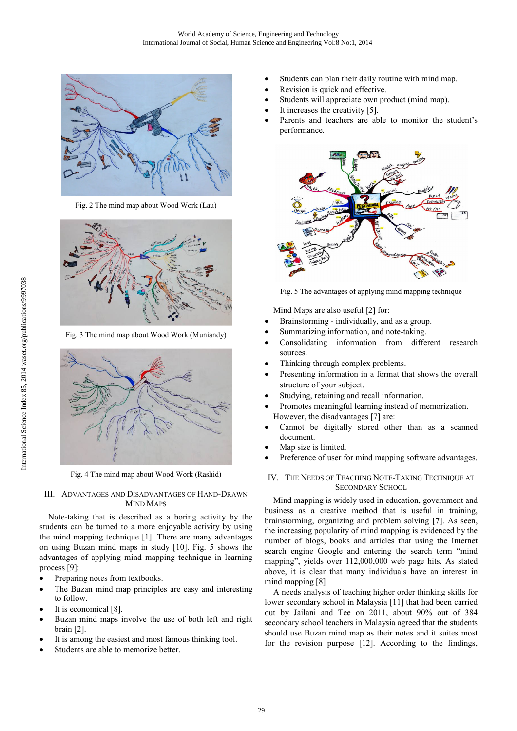Fig. 2 The mind map about Wood Work (Lau)

Fig. 3 The mind map about Wood Work (Muniandy)

Fig. 4 The mind map about Wood Work (Rashid)

## III. Advantages and Disadvantages of Hand-Drawn Mind Maps

Note-taking that is described as a boring activity by the students can be turned to a more enjoyable activity by using the mind mapping technique [1]. There are many advantages on using Buzan mind maps in study [10]. Fig. 5 shows the advantages of applying mind mapping technique in learning process [9]:

- Preparing notes from textbooks.
- The Buzan mind map principles are easy and interesting to follow.
- It is economical [8].
- Buzan mind maps involve the use of both left and right brain [2].
- It is among the easiest and most famous thinking tool.
- Students are able to memorize better.
- Students can plan their daily routine with mind map.
- Revision is quick and effective.
- Students will appreciate own product (mind map).
- It increases the creativity [5].
- Parents and teachers are able to monitor the student's performance.

Fig. 5 The advantages of applying mind mapping technique

Mind Maps are also useful [2] for:

- Brainstorming - individually, and as a group.
- Summarizing information, and note-taking.
- Consolidating information from different research sources.
- Thinking through complex problems.
- Presenting information in a format that shows the overall structure of your subject.
- Studying, retaining and recall information.
- Promotes meaningful learning instead of memorization.

However, the disadvantages [7] are:

- Cannot be digitally stored other than as a scanned document.
- Map size is limited.
- Preference of user for mind mapping software advantages.

## IV. The Needs of Teaching Note-Taking Technique at Secondary School

Mind mapping is widely used in education, government and business as a creative method that is useful in training, brainstorming, organizing and problem solving [7]. As seen, the increasing popularity of mind mapping is evidenced by the number of blogs, books and articles that using the Internet search engine Google and entering the search term "mind mapping", yields over 112,000,000 web page hits. As stated above, it is clear that many individuals have an interest in mind mapping [8]

A needs analysis of teaching higher order thinking skills for lower secondary school in Malaysia [11] that had been carried out by Jailani and Tee on 2011, about 90% out of 384 secondary school teachers in Malaysia agreed that the students should use Buzan mind map as their notes and it suites most for the revision purpose [12]. According to the findings,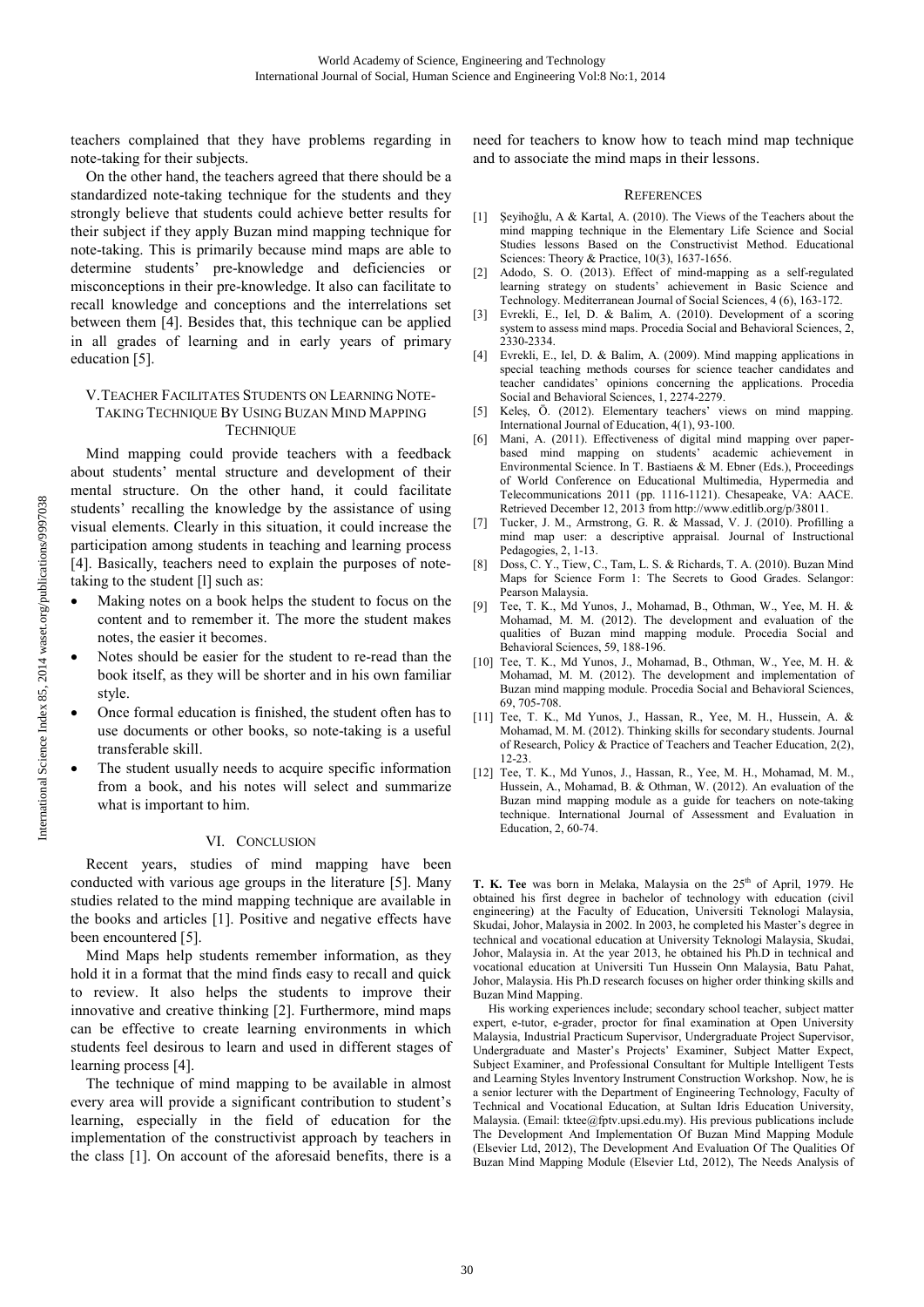teachers complained that they have problems regarding in note-taking for their subjects.

On the other hand, the teachers agreed that there should be a standardized note-taking technique for the students and they strongly believe that students could achieve better results for their subject if they apply Buzan mind mapping technique for note-taking. This is primarily because mind maps are able to determine students' pre-knowledge and deficiencies or misconceptions in their pre-knowledge. It also can facilitate to recall knowledge and conceptions and the interrelations set between them [4]. Besides that, this technique can be applied in all grades of learning and in early years of primary education [5].

## V. Teacher Facilitates Students on Learning Note-Taking Technique By Using Buzan Mind Mapping Technique

Mind mapping could provide teachers with a feedback about students' mental structure and development of their mental structure. On the other hand, it could facilitate students' recalling the knowledge by the assistance of using visual elements. Clearly in this situation, it could increase the participation among students in teaching and learning process [4]. Basically, teachers need to explain the purposes of note-taking to the student [l] such as:

- Making notes on a book helps the student to focus on the content and to remember it. The more the student makes notes, the easier it becomes.
- Notes should be easier for the student to re-read than the book itself, as they will be shorter and in his own familiar style.
- Once formal education is finished, the student often has to use documents or other books, so note-taking is a useful transferable skill.
- The student usually needs to acquire specific information from a book, and his notes will select and summarize what is important to him.

## VI. Conclusion

Recent years, studies of mind mapping have been conducted with various age groups in the literature [5]. Many studies related to the mind mapping technique are available in the books and articles [1]. Positive and negative effects have been encountered [5].

Mind Maps help students remember information, as they hold it in a format that the mind finds easy to recall and quick to review. It also helps the students to improve their innovative and creative thinking [2]. Furthermore, mind maps can be effective to create learning environments in which students feel desirous to learn and used in different stages of learning process [4].

The technique of mind mapping to be available in almost every area will provide a significant contribution to student's learning, especially in the field of education for the implementation of the constructivist approach by teachers in the class [1]. On account of the aforesaid benefits, there is a need for teachers to know how to teach mind map technique and to associate the mind maps in their lessons.

## References

[1] Şeyihoğlu, A & Kartal, A. (2010). The Views of the Teachers about the mind mapping technique in the Elementary Life Science and Social Studies lessons Based on the Constructivist Method. Educational Sciences: Theory & Practice, 10(3), 1637-1656.

[2] Adodo, S. O. (2013). Effect of mind-mapping as a self-regulated learning strategy on students' achievement in Basic Science and Technology. Mediterranean Journal of Social Sciences, 4 (6), 163-172.

[3] Evrekli, E., Iel, D. & Balim, A. (2010). Development of a scoring system to assess mind maps. Procedia Social and Behavioral Sciences, 2, 2330-2334.

[4] Evrekli, E., Iel, D. & Balim, A. (2009). Mind mapping applications in special teaching methods courses for science teacher candidates and teacher candidates' opinions concerning the applications. Procedia Social and Behavioral Sciences, 1, 2274-2279.

[5] Keleş, Ö. (2012). Elementary teachers' views on mind mapping. International Journal of Education, 4(1), 93-100.

[6] Mani, A. (2011). Effectiveness of digital mind mapping over paper-based mind mapping on students' academic achievement in Environmental Science. In T. Bastiaens & M. Ebner (Eds.), Proceedings of World Conference on Educational Multimedia, Hypermedia and Telecommunications 2011 (pp. 1116-1121). Chesapeake, VA: AACE. Retrieved December 12, 2013 from http://www.editlib.org/p/38011.

[7] Tucker, J. M., Armstrong, G. R. & Massad, V. J. (2010). Profilling a mind map user: a descriptive appraisal. Journal of Instructional Pedagogies, 2, 1-13.

[8] Doss, C. Y., Tiew, C., Tam, L. S. & Richards, T. A. (2010). Buzan Mind Maps for Science Form 1: The Secrets to Good Grades. Selangor: Pearson Malaysia.

[9] Tee, T. K., Md Yunos, J., Mohamad, B., Othman, W., Yee, M. H. & Mohamad, M. M. (2012). The development and evaluation of the qualities of Buzan mind mapping module. Procedia Social and Behavioral Sciences, 59, 188-196.

[10] Tee, T. K., Md Yunos, J., Mohamad, B., Othman, W., Yee, M. H. & Mohamad, M. M. (2012). The development and implementation of Buzan mind mapping module. Procedia Social and Behavioral Sciences, 69, 705-708.

[11] Tee, T. K., Md Yunos, J., Hassan, R., Yee, M. H., Hussein, A. & Mohamad, M. M. (2012). Thinking skills for secondary students. Journal of Research, Policy & Practice of Teachers and Teacher Education, 2(2), 12-23.

[12] Tee, T. K., Md Yunos, J., Hassan, R., Yee, M. H., Mohamad, M. M., Hussein, A., Mohamad, B. & Othman, W. (2012). An evaluation of the Buzan mind mapping module as a guide for teachers on note-taking technique. International Journal of Assessment and Evaluation in Education, 2, 60-74.

**T. K. Tee** was born in Melaka, Malaysia on the 25th of April, 1979. He obtained his first degree in bachelor of technology with education (civil engineering) at the Faculty of Education, Universiti Teknologi Malaysia, Skudai, Johor, Malaysia in 2002. In 2003, he completed his Master's degree in technical and vocational education at University Teknologi Malaysia, Skudai, Johor, Malaysia in. At the year 2013, he obtained his Ph.D in technical and vocational education at Universiti Tun Hussein Onn Malaysia, Batu Pahat, Johor, Malaysia. His Ph.D research focuses on higher order thinking skills and Buzan Mind Mapping.

His working experiences include; secondary school teacher, subject matter expert, e-tutor, e-grader, proctor for final examination at Open University Malaysia, Industrial Practicum Supervisor, Undergraduate Project Supervisor, Undergraduate and Master's Projects' Examiner, Subject Matter Expect, Subject Examiner, and Professional Consultant for Multiple Intelligent Tests and Learning Styles Inventory Instrument Construction Workshop. Now, he is a senior lecturer with the Department of Engineering Technology, Faculty of Technical and Vocational Education, at Sultan Idris Education University, Malaysia. (Email: tktee@fptv.upsi.edu.my). His previous publications include The Development And Implementation Of Buzan Mind Mapping Module (Elsevier Ltd, 2012), The Development And Evaluation Of The Qualities Of Buzan Mind Mapping Module (Elsevier Ltd, 2012), The Needs Analysis of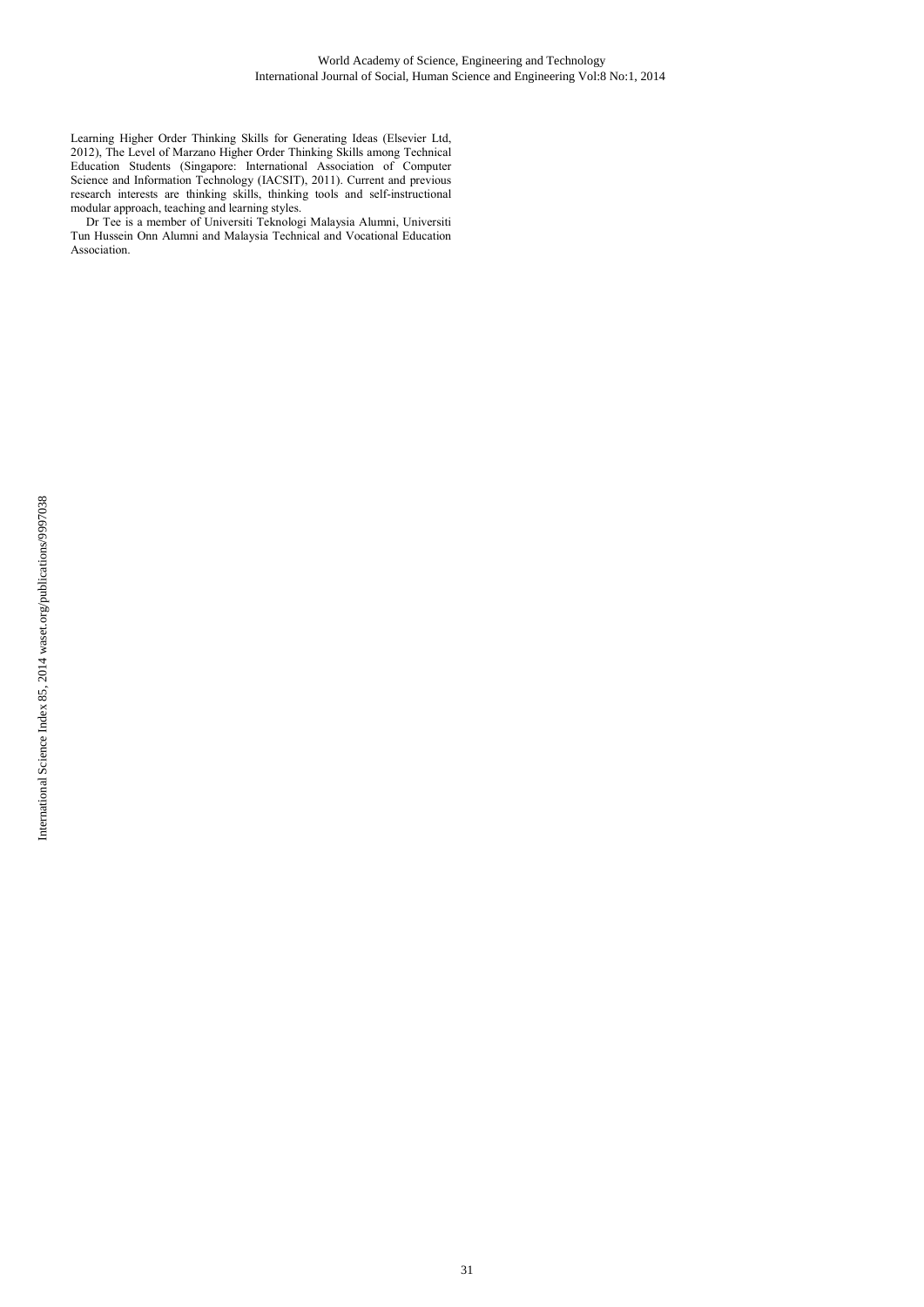Learning Higher Order Thinking Skills for Generating Ideas (Elsevier Ltd, 2012), The Level of Marzano Higher Order Thinking Skills among Technical Education Students (Singapore: International Association of Computer Science and Information Technology (IACSIT), 2011). Current and previous research interests are thinking skills, thinking tools and self-instructional modular approach, teaching and learning styles.

Dr Tee is a member of Universiti Teknologi Malaysia Alumni, Universiti Tun Hussein Onn Alumni and Malaysia Technical and Vocational Education Association.